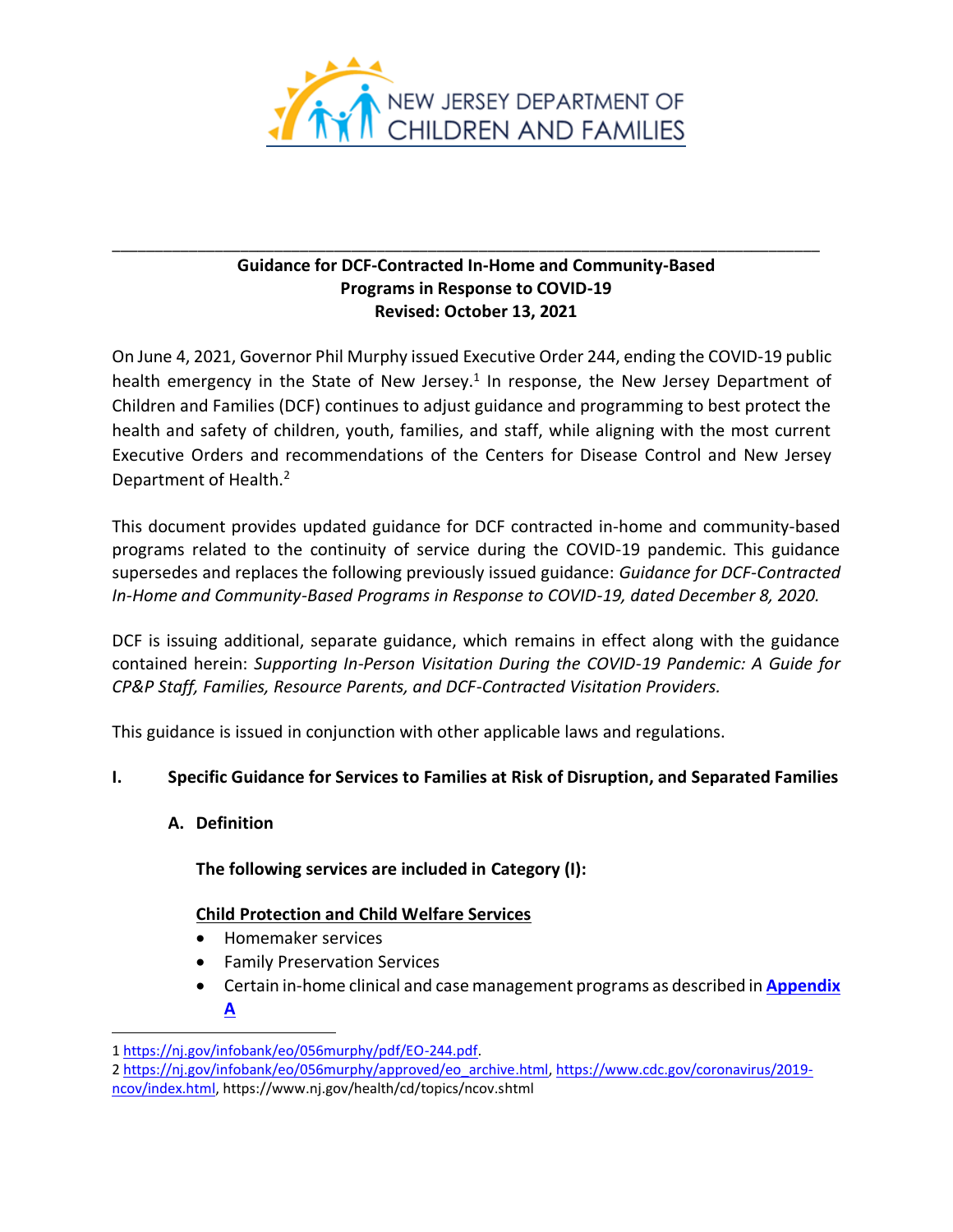NEW JERSEY DEPARTMENT OF CHILDREN AND FAMILIES

---

**Guidance for DCF-Contracted In-Home and Community-Based Programs in Response to COVID-19**
**Revised: October 13, 2021**

On June 4, 2021, Governor Phil Murphy issued Executive Order 244, ending the COVID-19 public health emergency in the State of New Jersey.[1] In response, the New Jersey Department of Children and Families (DCF) continues to adjust guidance and programming to best protect the health and safety of children, youth, families, and staff, while aligning with the most current Executive Orders and recommendations of the Centers for Disease Control and New Jersey Department of Health.[2]

This document provides updated guidance for DCF contracted in-home and community-based programs related to the continuity of service during the COVID-19 pandemic. This guidance supersedes and replaces the following previously issued guidance: *Guidance for DCF-Contracted In-Home and Community-Based Programs in Response to COVID-19, dated December 8, 2020.*

DCF is issuing additional, separate guidance, which remains in effect along with the guidance contained herein: *Supporting In-Person Visitation During the COVID-19 Pandemic: A Guide for CP&P Staff, Families, Resource Parents, and DCF-Contracted Visitation Providers.*

This guidance is issued in conjunction with other applicable laws and regulations.

## I. Specific Guidance for Services to Families at Risk of Disruption, and Separated Families

### A. Definition

**The following services are included in Category (I):**

<u>**Child Protection and Child Welfare Services**</u>

- Homemaker services
- Family Preservation Services
- Certain in-home clinical and case management programs as described in **Appendix A**

---

1 https://nj.gov/infobank/eo/056murphy/pdf/EO-244.pdf.

2 https://nj.gov/infobank/eo/056murphy/approved/eo_archive.html, https://www.cdc.gov/coronavirus/2019-ncov/index.html, https://www.nj.gov/health/cd/topics/ncov.shtml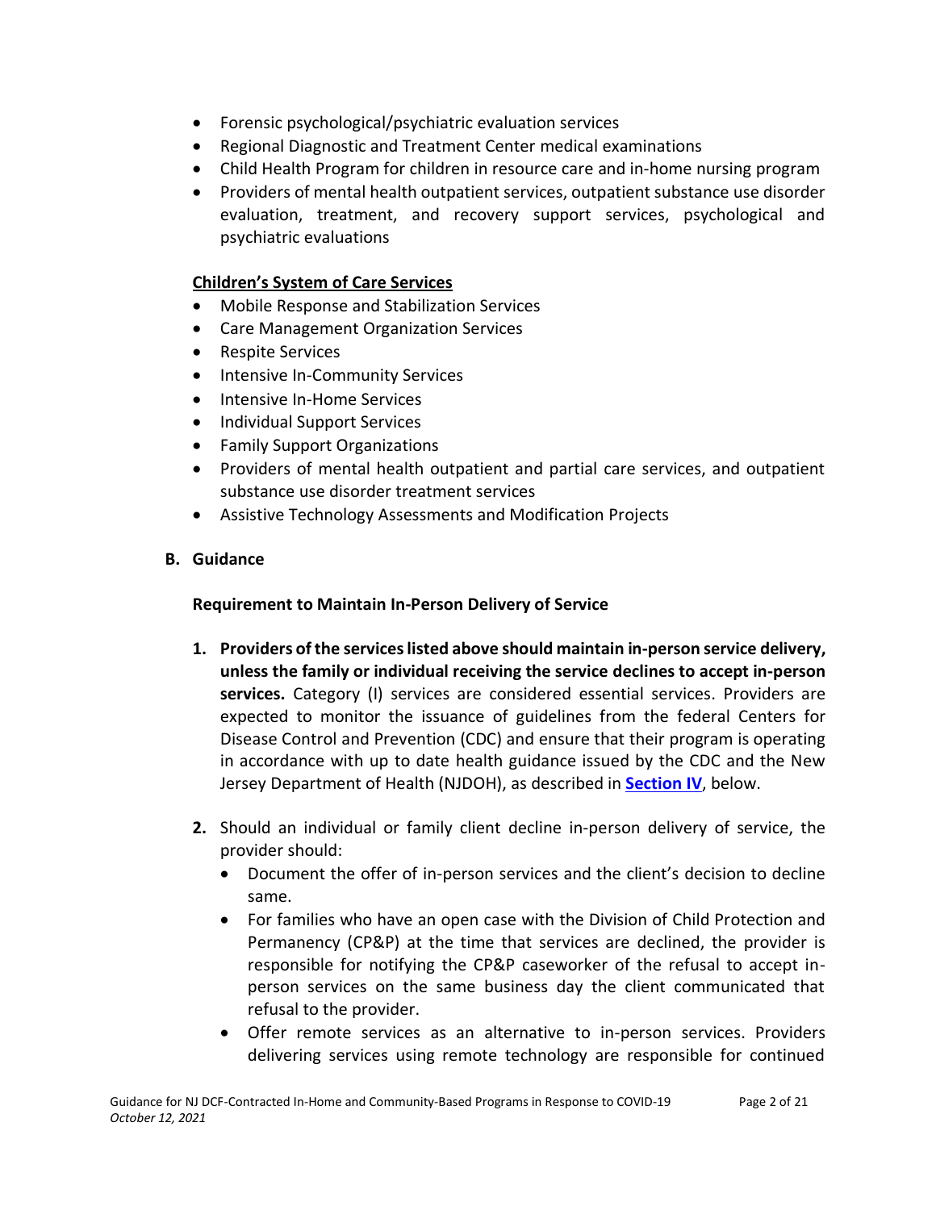- Forensic psychological/psychiatric evaluation services
- Regional Diagnostic and Treatment Center medical examinations
- Child Health Program for children in resource care and in-home nursing program
- Providers of mental health outpatient services, outpatient substance use disorder evaluation, treatment, and recovery support services, psychological and psychiatric evaluations

**Children's System of Care Services**

- Mobile Response and Stabilization Services
- Care Management Organization Services
- Respite Services
- Intensive In-Community Services
- Intensive In-Home Services
- Individual Support Services
- Family Support Organizations
- Providers of mental health outpatient and partial care services, and outpatient substance use disorder treatment services
- Assistive Technology Assessments and Modification Projects

### B. Guidance

**Requirement to Maintain In-Person Delivery of Service**

1. **Providers of the services listed above should maintain in-person service delivery, unless the family or individual receiving the service declines to accept in-person services.** Category (I) services are considered essential services. Providers are expected to monitor the issuance of guidelines from the federal Centers for Disease Control and Prevention (CDC) and ensure that their program is operating in accordance with up to date health guidance issued by the CDC and the New Jersey Department of Health (NJDOH), as described in **Section IV**, below.

2. Should an individual or family client decline in-person delivery of service, the provider should:
   - Document the offer of in-person services and the client's decision to decline same.
   - For families who have an open case with the Division of Child Protection and Permanency (CP&P) at the time that services are declined, the provider is responsible for notifying the CP&P caseworker of the refusal to accept in-person services on the same business day the client communicated that refusal to the provider.
   - Offer remote services as an alternative to in-person services. Providers delivering services using remote technology are responsible for continued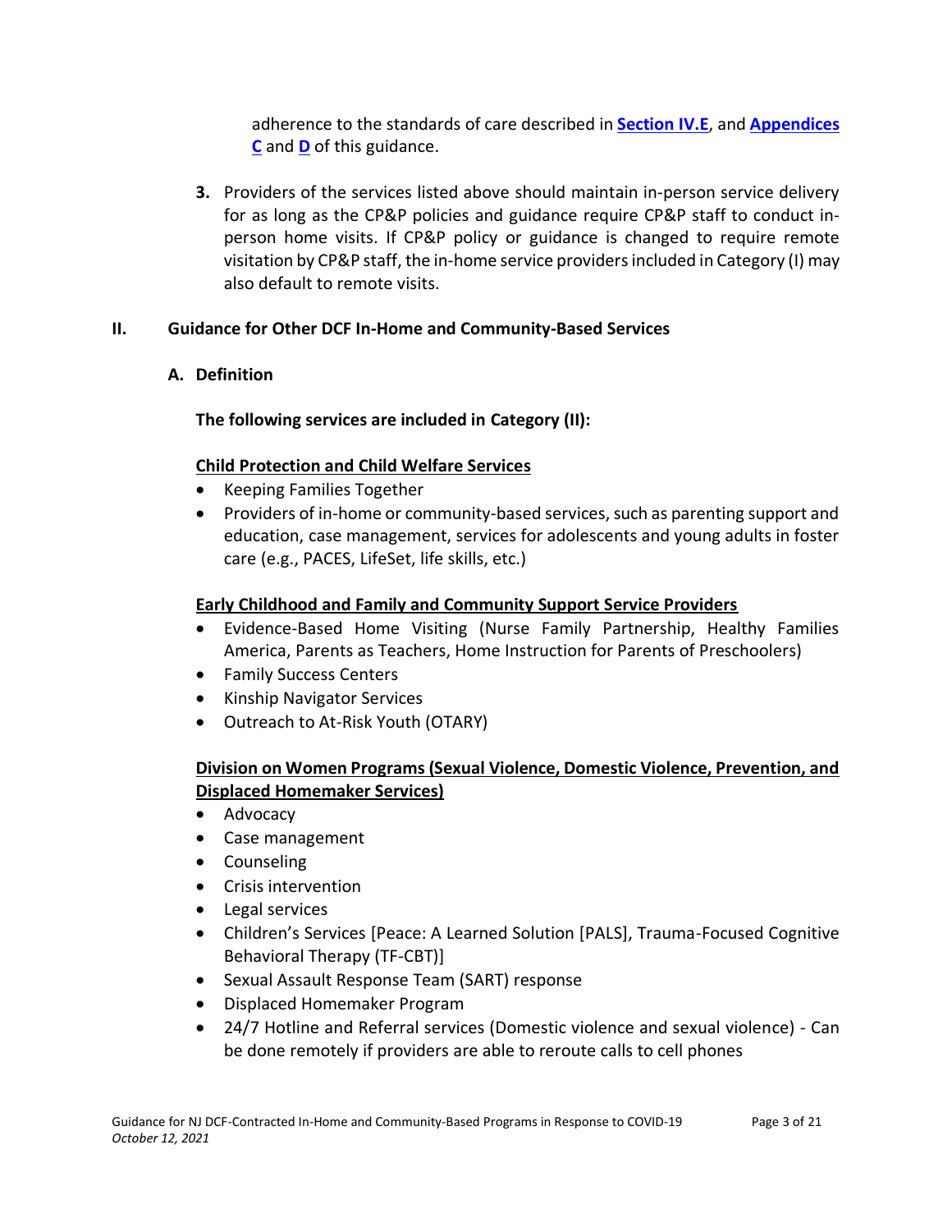adherence to the standards of care described in **Section IV.E**, and **Appendices C** and **D** of this guidance.

3. Providers of the services listed above should maintain in-person service delivery for as long as the CP&P policies and guidance require CP&P staff to conduct in-person home visits. If CP&P policy or guidance is changed to require remote visitation by CP&P staff, the in-home service providers included in Category (I) may also default to remote visits.

## II. Guidance for Other DCF In-Home and Community-Based Services

### A. Definition

**The following services are included in Category (II):**

**Child Protection and Child Welfare Services**

- Keeping Families Together
- Providers of in-home or community-based services, such as parenting support and education, case management, services for adolescents and young adults in foster care (e.g., PACES, LifeSet, life skills, etc.)

**Early Childhood and Family and Community Support Service Providers**

- Evidence-Based Home Visiting (Nurse Family Partnership, Healthy Families America, Parents as Teachers, Home Instruction for Parents of Preschoolers)
- Family Success Centers
- Kinship Navigator Services
- Outreach to At-Risk Youth (OTARY)

**Division on Women Programs (Sexual Violence, Domestic Violence, Prevention, and Displaced Homemaker Services)**

- Advocacy
- Case management
- Counseling
- Crisis intervention
- Legal services
- Children's Services [Peace: A Learned Solution [PALS], Trauma-Focused Cognitive Behavioral Therapy (TF-CBT)]
- Sexual Assault Response Team (SART) response
- Displaced Homemaker Program
- 24/7 Hotline and Referral services (Domestic violence and sexual violence) - Can be done remotely if providers are able to reroute calls to cell phones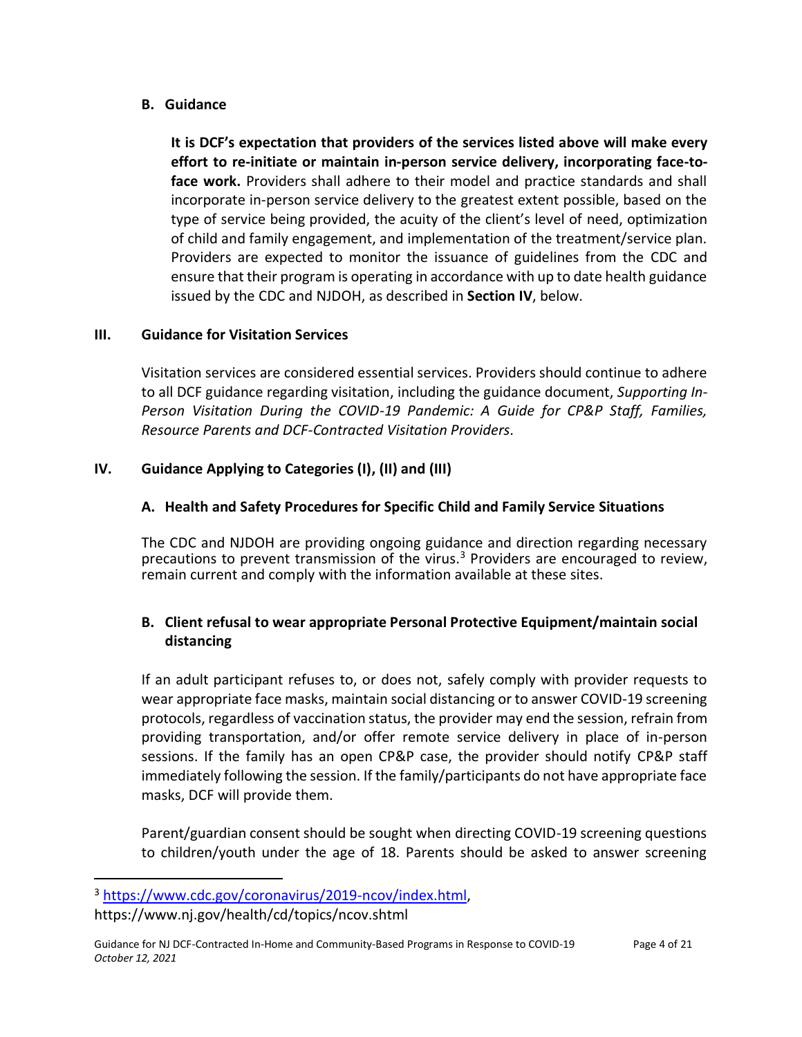### B. Guidance

**It is DCF's expectation that providers of the services listed above will make every effort to re-initiate or maintain in-person service delivery, incorporating face-to-face work.** Providers shall adhere to their model and practice standards and shall incorporate in-person service delivery to the greatest extent possible, based on the type of service being provided, the acuity of the client's level of need, optimization of child and family engagement, and implementation of the treatment/service plan. Providers are expected to monitor the issuance of guidelines from the CDC and ensure that their program is operating in accordance with up to date health guidance issued by the CDC and NJDOH, as described in **Section IV**, below.

## III. Guidance for Visitation Services

Visitation services are considered essential services. Providers should continue to adhere to all DCF guidance regarding visitation, including the guidance document, *Supporting In-Person Visitation During the COVID-19 Pandemic: A Guide for CP&P Staff, Families, Resource Parents and DCF-Contracted Visitation Providers.*

## IV. Guidance Applying to Categories (I), (II) and (III)

### A. Health and Safety Procedures for Specific Child and Family Service Situations

The CDC and NJDOH are providing ongoing guidance and direction regarding necessary precautions to prevent transmission of the virus.[3] Providers are encouraged to review, remain current and comply with the information available at these sites.

### B. Client refusal to wear appropriate Personal Protective Equipment/maintain social distancing

If an adult participant refuses to, or does not, safely comply with provider requests to wear appropriate face masks, maintain social distancing or to answer COVID-19 screening protocols, regardless of vaccination status, the provider may end the session, refrain from providing transportation, and/or offer remote service delivery in place of in-person sessions. If the family has an open CP&P case, the provider should notify CP&P staff immediately following the session. If the family/participants do not have appropriate face masks, DCF will provide them.

Parent/guardian consent should be sought when directing COVID-19 screening questions to children/youth under the age of 18. Parents should be asked to answer screening

---

[3] https://www.cdc.gov/coronavirus/2019-ncov/index.html, https://www.nj.gov/health/cd/topics/ncov.shtml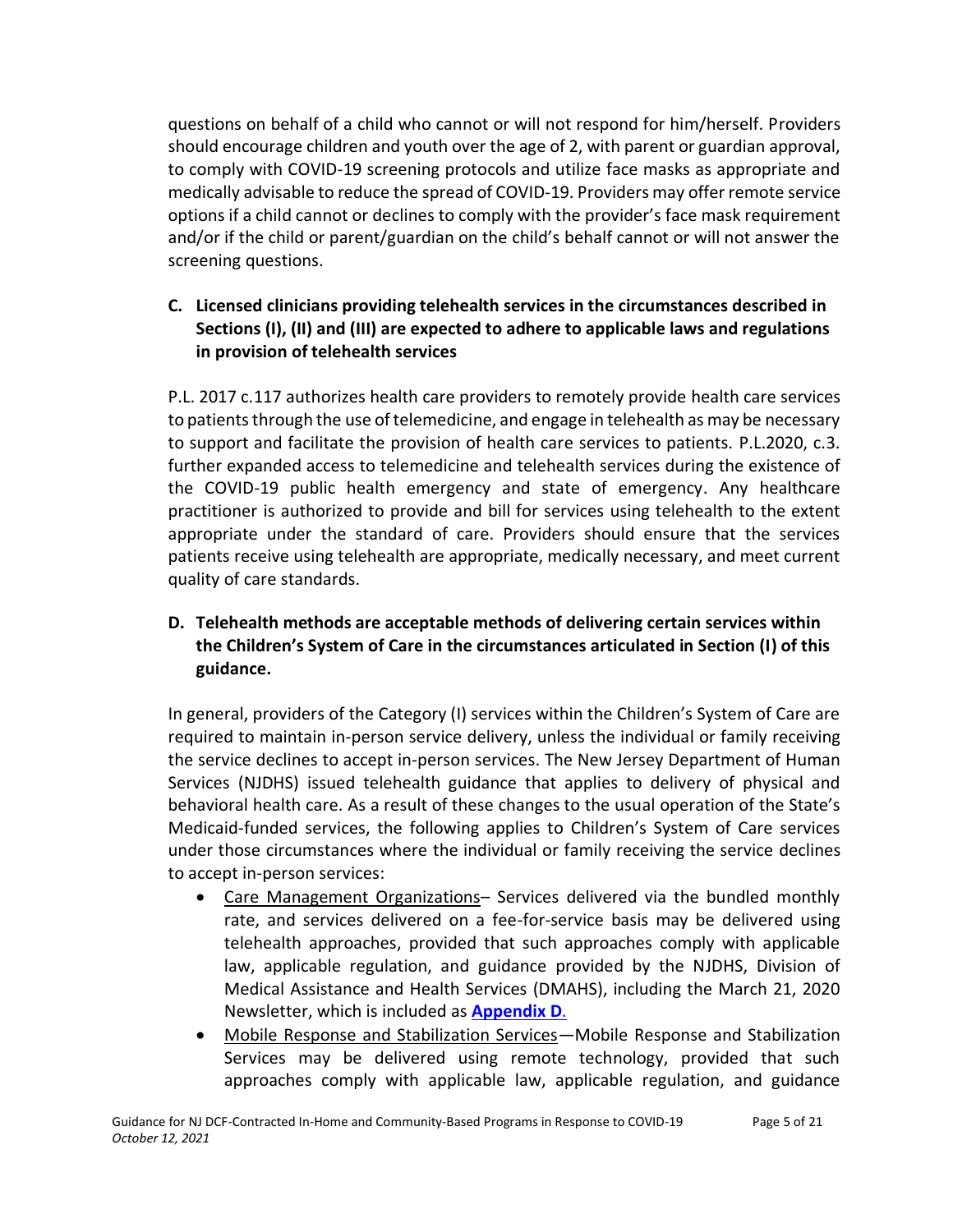questions on behalf of a child who cannot or will not respond for him/herself. Providers should encourage children and youth over the age of 2, with parent or guardian approval, to comply with COVID-19 screening protocols and utilize face masks as appropriate and medically advisable to reduce the spread of COVID-19. Providers may offer remote service options if a child cannot or declines to comply with the provider's face mask requirement and/or if the child or parent/guardian on the child's behalf cannot or will not answer the screening questions.

**C. Licensed clinicians providing telehealth services in the circumstances described in Sections (I), (II) and (III) are expected to adhere to applicable laws and regulations in provision of telehealth services**

P.L. 2017 c.117 authorizes health care providers to remotely provide health care services to patients through the use of telemedicine, and engage in telehealth as may be necessary to support and facilitate the provision of health care services to patients. P.L.2020, c.3. further expanded access to telemedicine and telehealth services during the existence of the COVID-19 public health emergency and state of emergency. Any healthcare practitioner is authorized to provide and bill for services using telehealth to the extent appropriate under the standard of care. Providers should ensure that the services patients receive using telehealth are appropriate, medically necessary, and meet current quality of care standards.

**D. Telehealth methods are acceptable methods of delivering certain services within the Children's System of Care in the circumstances articulated in Section (I) of this guidance.**

In general, providers of the Category (I) services within the Children's System of Care are required to maintain in-person service delivery, unless the individual or family receiving the service declines to accept in-person services. The New Jersey Department of Human Services (NJDHS) issued telehealth guidance that applies to delivery of physical and behavioral health care. As a result of these changes to the usual operation of the State's Medicaid-funded services, the following applies to Children's System of Care services under those circumstances where the individual or family receiving the service declines to accept in-person services:

- Care Management Organizations– Services delivered via the bundled monthly rate, and services delivered on a fee-for-service basis may be delivered using telehealth approaches, provided that such approaches comply with applicable law, applicable regulation, and guidance provided by the NJDHS, Division of Medical Assistance and Health Services (DMAHS), including the March 21, 2020 Newsletter, which is included as **Appendix D**.
- Mobile Response and Stabilization Services—Mobile Response and Stabilization Services may be delivered using remote technology, provided that such approaches comply with applicable law, applicable regulation, and guidance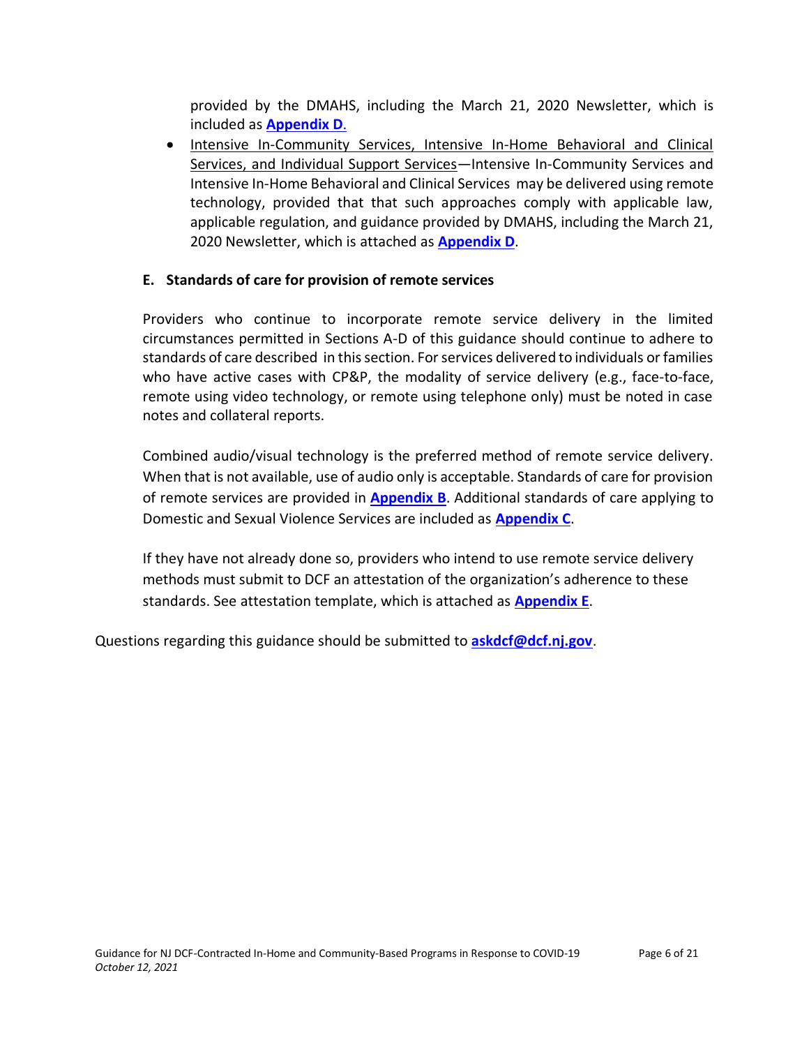provided by the DMAHS, including the March 21, 2020 Newsletter, which is included as **Appendix D**.

- Intensive In-Community Services, Intensive In-Home Behavioral and Clinical Services, and Individual Support Services—Intensive In-Community Services and Intensive In-Home Behavioral and Clinical Services may be delivered using remote technology, provided that that such approaches comply with applicable law, applicable regulation, and guidance provided by DMAHS, including the March 21, 2020 Newsletter, which is attached as **Appendix D**.

### E. Standards of care for provision of remote services

Providers who continue to incorporate remote service delivery in the limited circumstances permitted in Sections A-D of this guidance should continue to adhere to standards of care described in this section. For services delivered to individuals or families who have active cases with CP&P, the modality of service delivery (e.g., face-to-face, remote using video technology, or remote using telephone only) must be noted in case notes and collateral reports.

Combined audio/visual technology is the preferred method of remote service delivery. When that is not available, use of audio only is acceptable. Standards of care for provision of remote services are provided in **Appendix B**. Additional standards of care applying to Domestic and Sexual Violence Services are included as **Appendix C**.

If they have not already done so, providers who intend to use remote service delivery methods must submit to DCF an attestation of the organization's adherence to these standards. See attestation template, which is attached as **Appendix E**.

Questions regarding this guidance should be submitted to **askdcf@dcf.nj.gov**.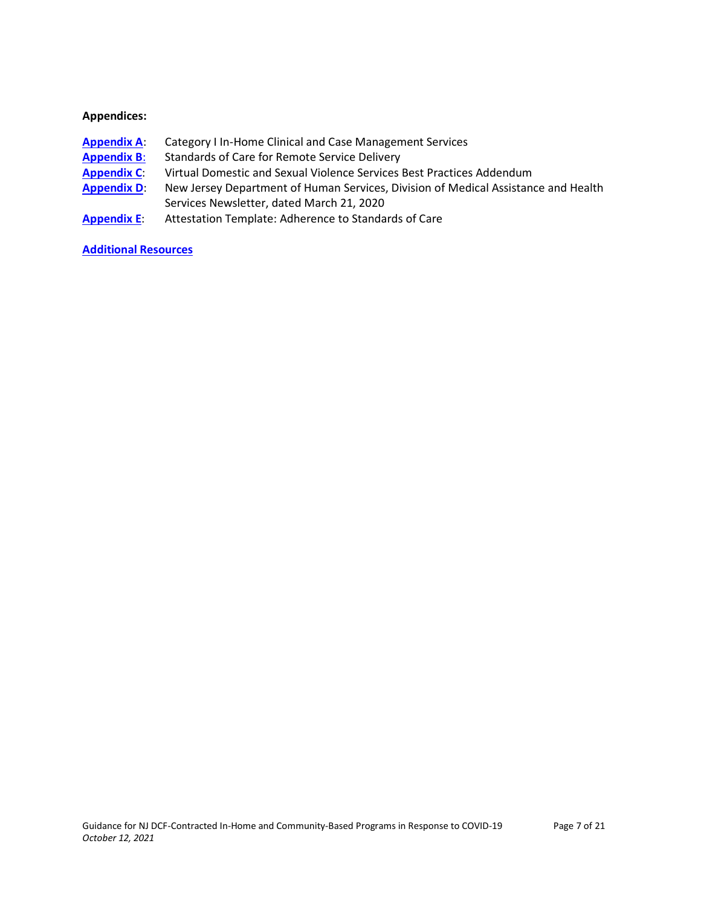**Appendices:**

**Appendix A**: Category I In-Home Clinical and Case Management Services
**Appendix B**: Standards of Care for Remote Service Delivery
**Appendix C**: Virtual Domestic and Sexual Violence Services Best Practices Addendum
**Appendix D**: New Jersey Department of Human Services, Division of Medical Assistance and Health Services Newsletter, dated March 21, 2020
**Appendix E**: Attestation Template: Adherence to Standards of Care

**Additional Resources**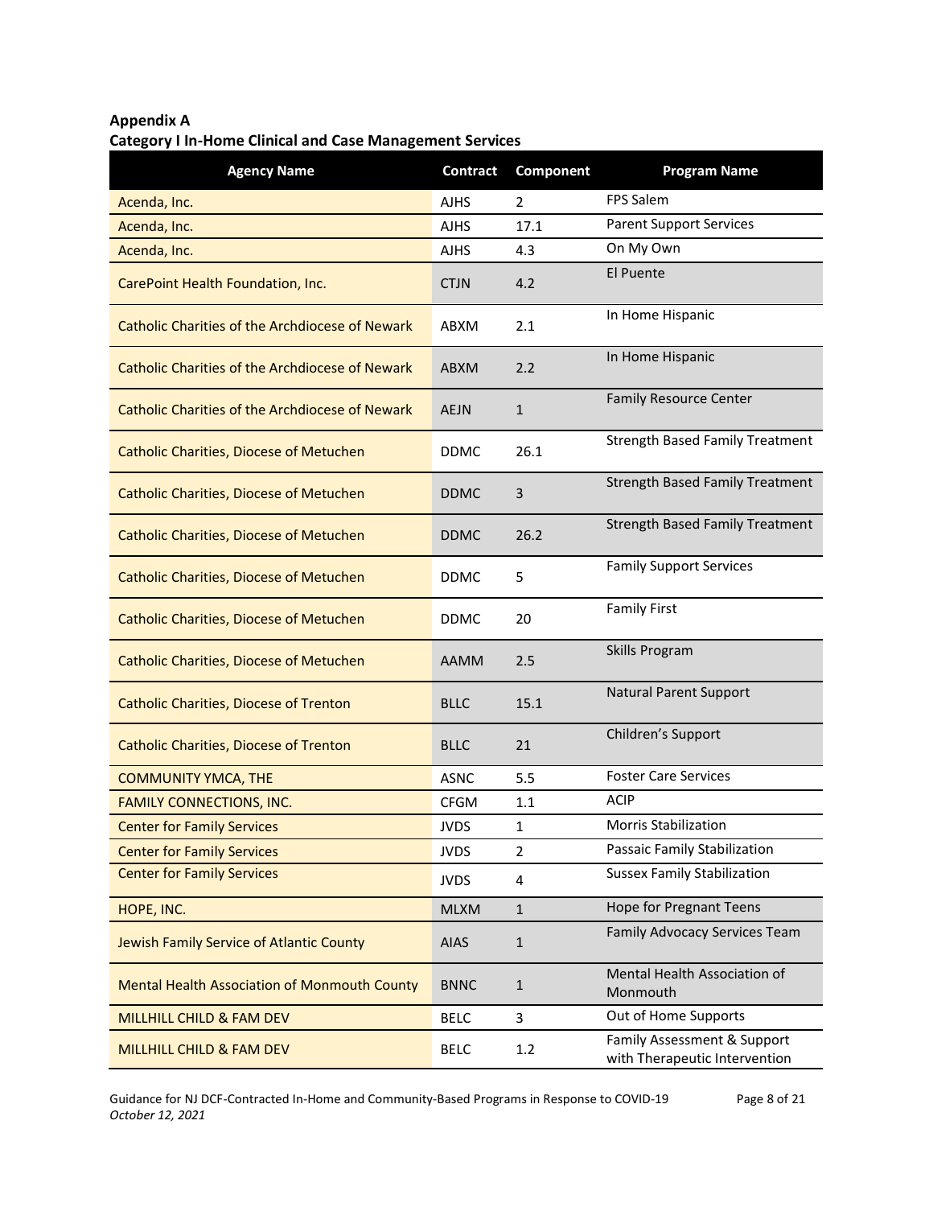**Appendix A**
**Category I In-Home Clinical and Case Management Services**

| Agency Name | Contract | Component | Program Name |
|---|---|---|---|
| Acenda, Inc. | AJHS | 2 | FPS Salem |
| Acenda, Inc. | AJHS | 17.1 | Parent Support Services |
| Acenda, Inc. | AJHS | 4.3 | On My Own |
| CarePoint Health Foundation, Inc. | CTJN | 4.2 | El Puente |
| Catholic Charities of the Archdiocese of Newark | ABXM | 2.1 | In Home Hispanic |
| Catholic Charities of the Archdiocese of Newark | ABXM | 2.2 | In Home Hispanic |
| Catholic Charities of the Archdiocese of Newark | AEJN | 1 | Family Resource Center |
| Catholic Charities, Diocese of Metuchen | DDMC | 26.1 | Strength Based Family Treatment |
| Catholic Charities, Diocese of Metuchen | DDMC | 3 | Strength Based Family Treatment |
| Catholic Charities, Diocese of Metuchen | DDMC | 26.2 | Strength Based Family Treatment |
| Catholic Charities, Diocese of Metuchen | DDMC | 5 | Family Support Services |
| Catholic Charities, Diocese of Metuchen | DDMC | 20 | Family First |
| Catholic Charities, Diocese of Metuchen | AAMM | 2.5 | Skills Program |
| Catholic Charities, Diocese of Trenton | BLLC | 15.1 | Natural Parent Support |
| Catholic Charities, Diocese of Trenton | BLLC | 21 | Children's Support |
| COMMUNITY YMCA, THE | ASNC | 5.5 | Foster Care Services |
| FAMILY CONNECTIONS, INC. | CFGM | 1.1 | ACIP |
| Center for Family Services | JVDS | 1 | Morris Stabilization |
| Center for Family Services | JVDS | 2 | Passaic Family Stabilization |
| Center for Family Services | JVDS | 4 | Sussex Family Stabilization |
| HOPE, INC. | MLXM | 1 | Hope for Pregnant Teens |
| Jewish Family Service of Atlantic County | AIAS | 1 | Family Advocacy Services Team |
| Mental Health Association of Monmouth County | BNNC | 1 | Mental Health Association of Monmouth |
| MILLHILL CHILD & FAM DEV | BELC | 3 | Out of Home Supports |
| MILLHILL CHILD & FAM DEV | BELC | 1.2 | Family Assessment & Support with Therapeutic Intervention |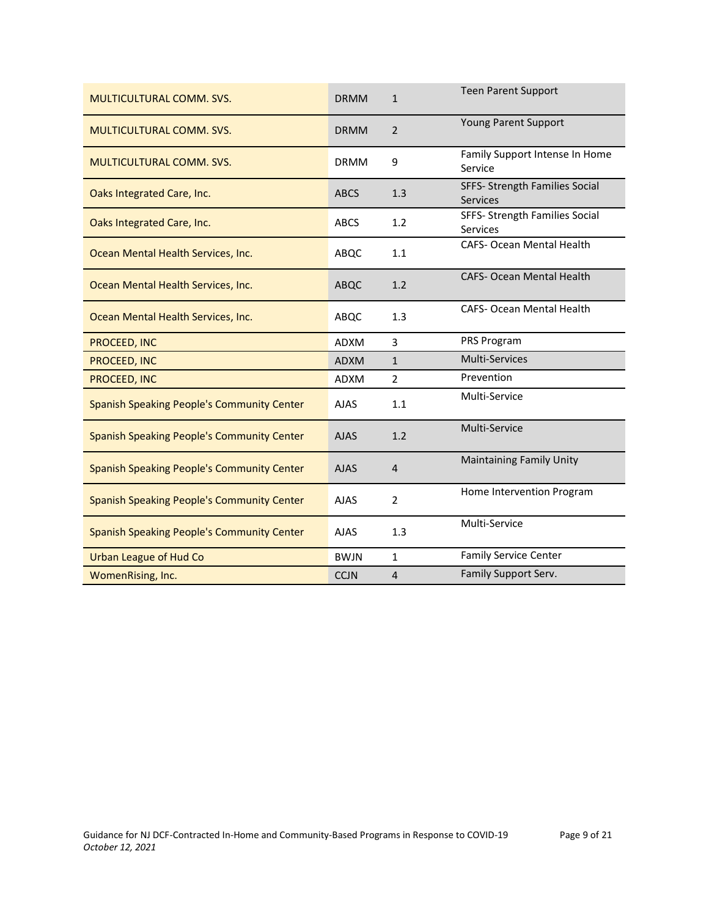| | | | |
|---|---|---|---|
| MULTICULTURAL COMM. SVS. | DRMM | 1 | Teen Parent Support |
| MULTICULTURAL COMM. SVS. | DRMM | 2 | Young Parent Support |
| MULTICULTURAL COMM. SVS. | DRMM | 9 | Family Support Intense In Home Service |
| Oaks Integrated Care, Inc. | ABCS | 1.3 | SFFS- Strength Families Social Services |
| Oaks Integrated Care, Inc. | ABCS | 1.2 | SFFS- Strength Families Social Services |
| Ocean Mental Health Services, Inc. | ABQC | 1.1 | CAFS- Ocean Mental Health |
| Ocean Mental Health Services, Inc. | ABQC | 1.2 | CAFS- Ocean Mental Health |
| Ocean Mental Health Services, Inc. | ABQC | 1.3 | CAFS- Ocean Mental Health |
| PROCEED, INC | ADXM | 3 | PRS Program |
| PROCEED, INC | ADXM | 1 | Multi-Services |
| PROCEED, INC | ADXM | 2 | Prevention |
| Spanish Speaking People's Community Center | AJAS | 1.1 | Multi-Service |
| Spanish Speaking People's Community Center | AJAS | 1.2 | Multi-Service |
| Spanish Speaking People's Community Center | AJAS | 4 | Maintaining Family Unity |
| Spanish Speaking People's Community Center | AJAS | 2 | Home Intervention Program |
| Spanish Speaking People's Community Center | AJAS | 1.3 | Multi-Service |
| Urban League of Hud Co | BWJN | 1 | Family Service Center |
| WomenRising, Inc. | CCJN | 4 | Family Support Serv. |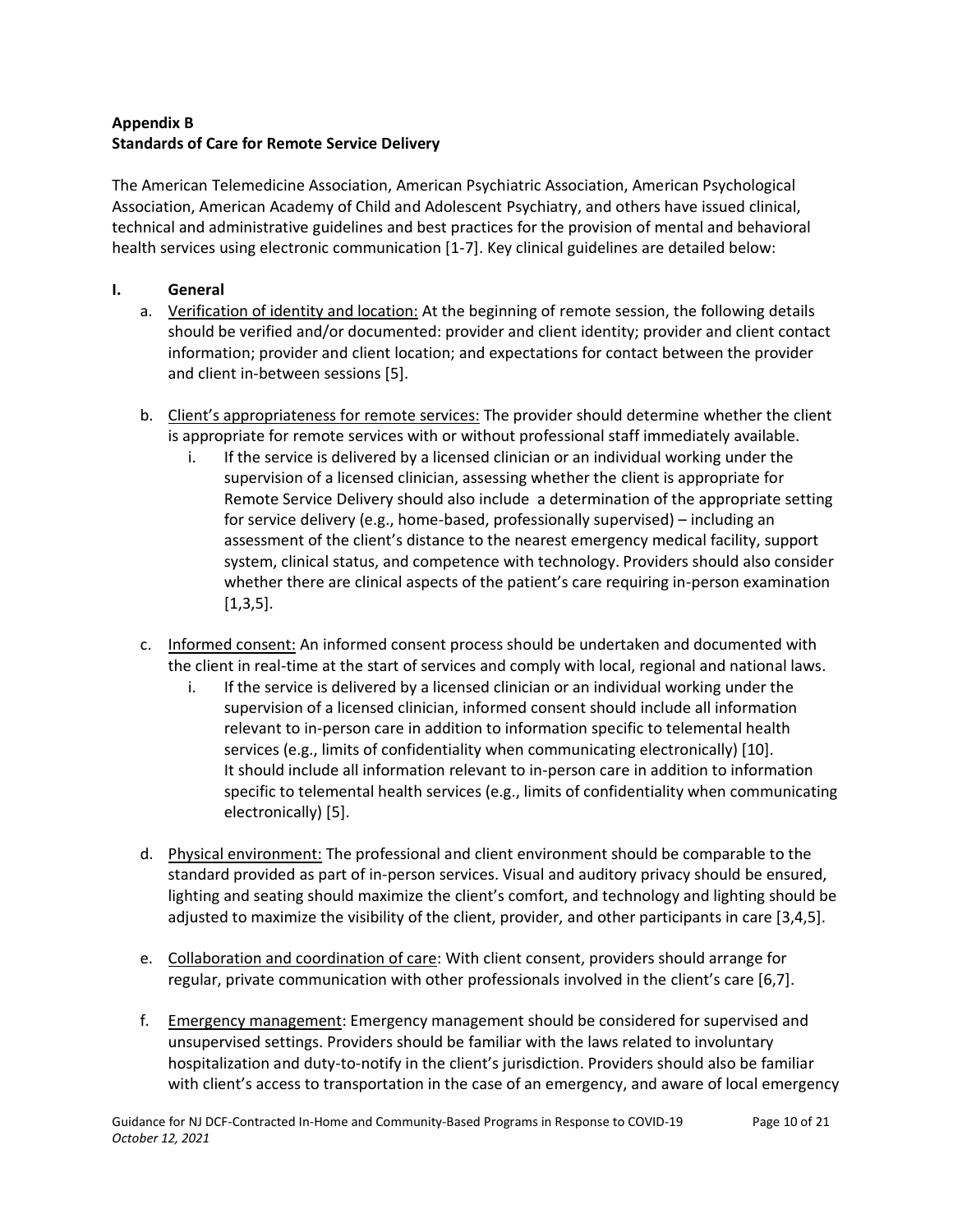**Appendix B**
**Standards of Care for Remote Service Delivery**

The American Telemedicine Association, American Psychiatric Association, American Psychological Association, American Academy of Child and Adolescent Psychiatry, and others have issued clinical, technical and administrative guidelines and best practices for the provision of mental and behavioral health services using electronic communication [1-7]. Key clinical guidelines are detailed below:

**I. General**

a. <u>Verification of identity and location:</u> At the beginning of remote session, the following details should be verified and/or documented: provider and client identity; provider and client contact information; provider and client location; and expectations for contact between the provider and client in-between sessions [5].

b. <u>Client's appropriateness for remote services:</u> The provider should determine whether the client is appropriate for remote services with or without professional staff immediately available.

   i. If the service is delivered by a licensed clinician or an individual working under the supervision of a licensed clinician, assessing whether the client is appropriate for Remote Service Delivery should also include a determination of the appropriate setting for service delivery (e.g., home-based, professionally supervised) – including an assessment of the client's distance to the nearest emergency medical facility, support system, clinical status, and competence with technology. Providers should also consider whether there are clinical aspects of the patient's care requiring in-person examination [1,3,5].

c. <u>Informed consent:</u> An informed consent process should be undertaken and documented with the client in real-time at the start of services and comply with local, regional and national laws.

   i. If the service is delivered by a licensed clinician or an individual working under the supervision of a licensed clinician, informed consent should include all information relevant to in-person care in addition to information specific to telemental health services (e.g., limits of confidentiality when communicating electronically) [10]. It should include all information relevant to in-person care in addition to information specific to telemental health services (e.g., limits of confidentiality when communicating electronically) [5].

d. <u>Physical environment:</u> The professional and client environment should be comparable to the standard provided as part of in-person services. Visual and auditory privacy should be ensured, lighting and seating should maximize the client's comfort, and technology and lighting should be adjusted to maximize the visibility of the client, provider, and other participants in care [3,4,5].

e. <u>Collaboration and coordination of care</u>: With client consent, providers should arrange for regular, private communication with other professionals involved in the client's care [6,7].

f. <u>Emergency management</u>: Emergency management should be considered for supervised and unsupervised settings. Providers should be familiar with the laws related to involuntary hospitalization and duty-to-notify in the client's jurisdiction. Providers should also be familiar with client's access to transportation in the case of an emergency, and aware of local emergency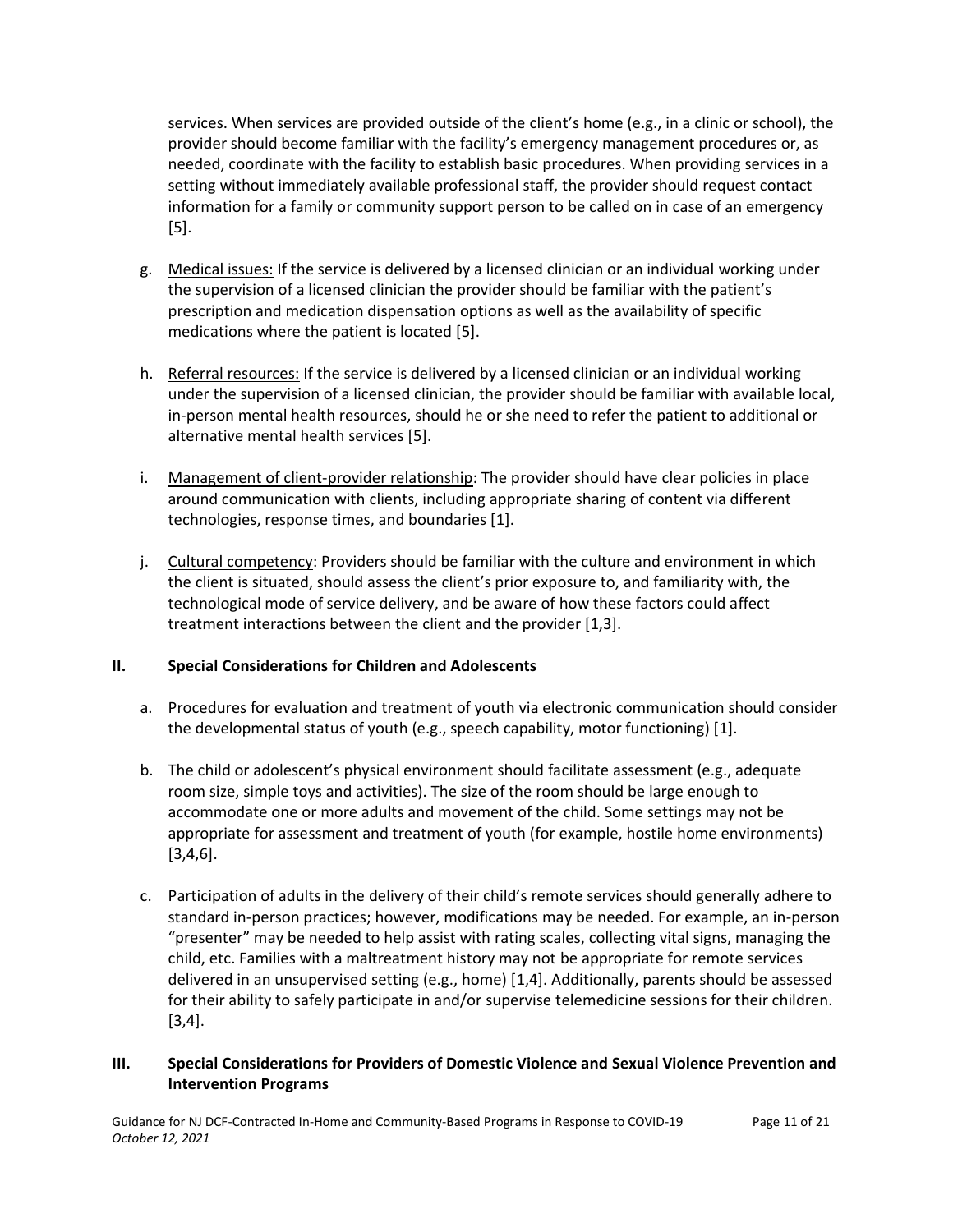services. When services are provided outside of the client's home (e.g., in a clinic or school), the provider should become familiar with the facility's emergency management procedures or, as needed, coordinate with the facility to establish basic procedures. When providing services in a setting without immediately available professional staff, the provider should request contact information for a family or community support person to be called on in case of an emergency [5].

g. Medical issues: If the service is delivered by a licensed clinician or an individual working under the supervision of a licensed clinician the provider should be familiar with the patient's prescription and medication dispensation options as well as the availability of specific medications where the patient is located [5].

h. Referral resources: If the service is delivered by a licensed clinician or an individual working under the supervision of a licensed clinician, the provider should be familiar with available local, in-person mental health resources, should he or she need to refer the patient to additional or alternative mental health services [5].

i. Management of client-provider relationship: The provider should have clear policies in place around communication with clients, including appropriate sharing of content via different technologies, response times, and boundaries [1].

j. Cultural competency: Providers should be familiar with the culture and environment in which the client is situated, should assess the client's prior exposure to, and familiarity with, the technological mode of service delivery, and be aware of how these factors could affect treatment interactions between the client and the provider [1,3].

## II. Special Considerations for Children and Adolescents

a. Procedures for evaluation and treatment of youth via electronic communication should consider the developmental status of youth (e.g., speech capability, motor functioning) [1].

b. The child or adolescent's physical environment should facilitate assessment (e.g., adequate room size, simple toys and activities). The size of the room should be large enough to accommodate one or more adults and movement of the child. Some settings may not be appropriate for assessment and treatment of youth (for example, hostile home environments) [3,4,6].

c. Participation of adults in the delivery of their child's remote services should generally adhere to standard in-person practices; however, modifications may be needed. For example, an in-person "presenter" may be needed to help assist with rating scales, collecting vital signs, managing the child, etc. Families with a maltreatment history may not be appropriate for remote services delivered in an unsupervised setting (e.g., home) [1,4]. Additionally, parents should be assessed for their ability to safely participate in and/or supervise telemedicine sessions for their children. [3,4].

## III. Special Considerations for Providers of Domestic Violence and Sexual Violence Prevention and Intervention Programs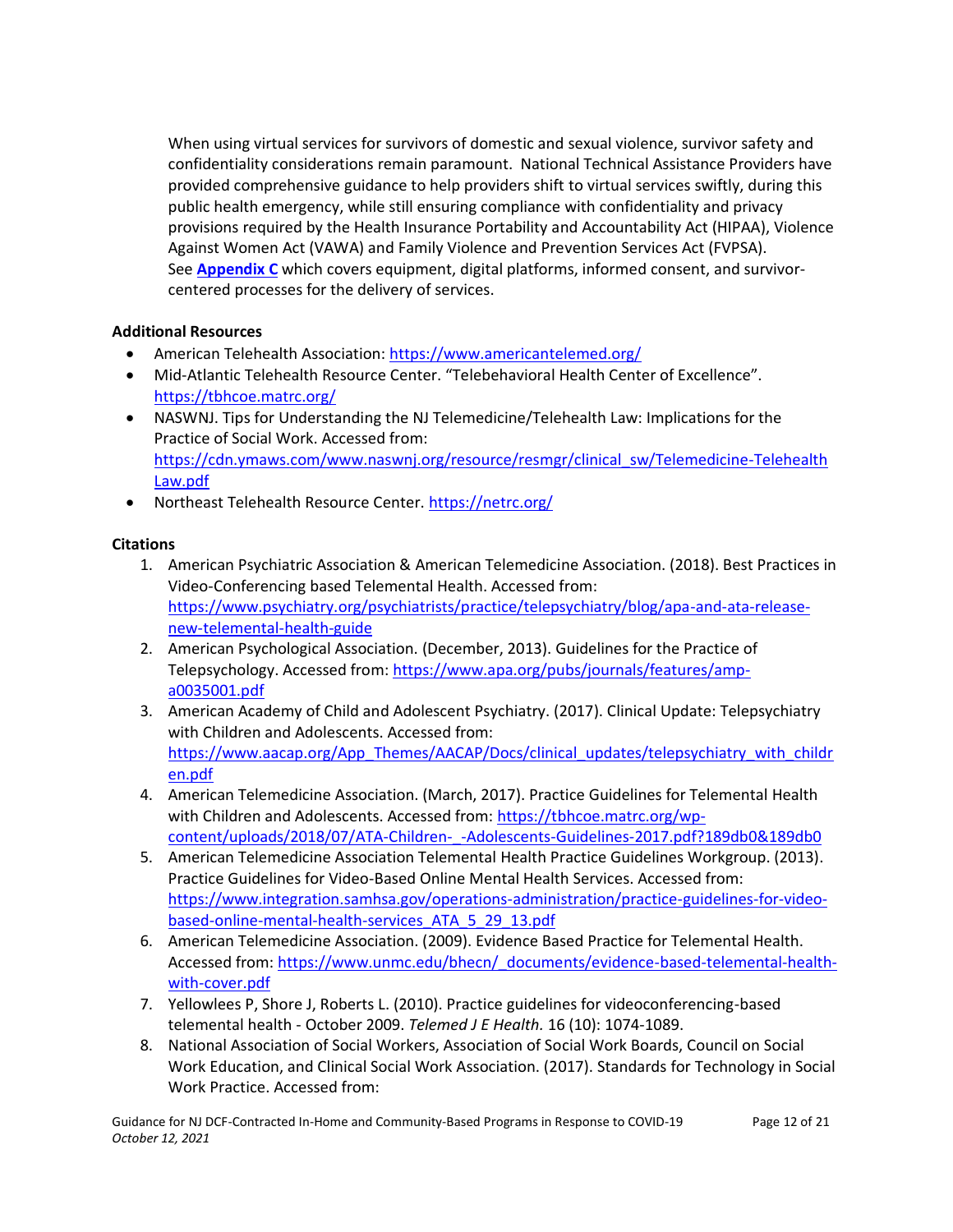When using virtual services for survivors of domestic and sexual violence, survivor safety and confidentiality considerations remain paramount. National Technical Assistance Providers have provided comprehensive guidance to help providers shift to virtual services swiftly, during this public health emergency, while still ensuring compliance with confidentiality and privacy provisions required by the Health Insurance Portability and Accountability Act (HIPAA), Violence Against Women Act (VAWA) and Family Violence and Prevention Services Act (FVPSA). See **Appendix C** which covers equipment, digital platforms, informed consent, and survivor-centered processes for the delivery of services.

**Additional Resources**

- American Telehealth Association: https://www.americantelemed.org/
- Mid-Atlantic Telehealth Resource Center. "Telebehavioral Health Center of Excellence". https://tbhcoe.matrc.org/
- NASWNJ. Tips for Understanding the NJ Telemedicine/Telehealth Law: Implications for the Practice of Social Work. Accessed from: https://cdn.ymaws.com/www.naswnj.org/resource/resmgr/clinical_sw/Telemedicine-TelehealthLaw.pdf
- Northeast Telehealth Resource Center. https://netrc.org/

**Citations**

1. American Psychiatric Association & American Telemedicine Association. (2018). Best Practices in Video-Conferencing based Telemental Health. Accessed from: https://www.psychiatry.org/psychiatrists/practice/telepsychiatry/blog/apa-and-ata-release-new-telemental-health-guide
2. American Psychological Association. (December, 2013). Guidelines for the Practice of Telepsychology. Accessed from: https://www.apa.org/pubs/journals/features/amp-a0035001.pdf
3. American Academy of Child and Adolescent Psychiatry. (2017). Clinical Update: Telepsychiatry with Children and Adolescents. Accessed from: https://www.aacap.org/App_Themes/AACAP/Docs/clinical_updates/telepsychiatry_with_children.pdf
4. American Telemedicine Association. (March, 2017). Practice Guidelines for Telemental Health with Children and Adolescents. Accessed from: https://tbhcoe.matrc.org/wp-content/uploads/2018/07/ATA-Children-_-Adolescents-Guidelines-2017.pdf?189db0&189db0
5. American Telemedicine Association Telemental Health Practice Guidelines Workgroup. (2013). Practice Guidelines for Video-Based Online Mental Health Services. Accessed from: https://www.integration.samhsa.gov/operations-administration/practice-guidelines-for-video-based-online-mental-health-services_ATA_5_29_13.pdf
6. American Telemedicine Association. (2009). Evidence Based Practice for Telemental Health. Accessed from: https://www.unmc.edu/bhecn/_documents/evidence-based-telemental-health-with-cover.pdf
7. Yellowlees P, Shore J, Roberts L. (2010). Practice guidelines for videoconferencing-based telemental health - October 2009. *Telemed J E Health.* 16 (10): 1074-1089.
8. National Association of Social Workers, Association of Social Work Boards, Council on Social Work Education, and Clinical Social Work Association. (2017). Standards for Technology in Social Work Practice. Accessed from: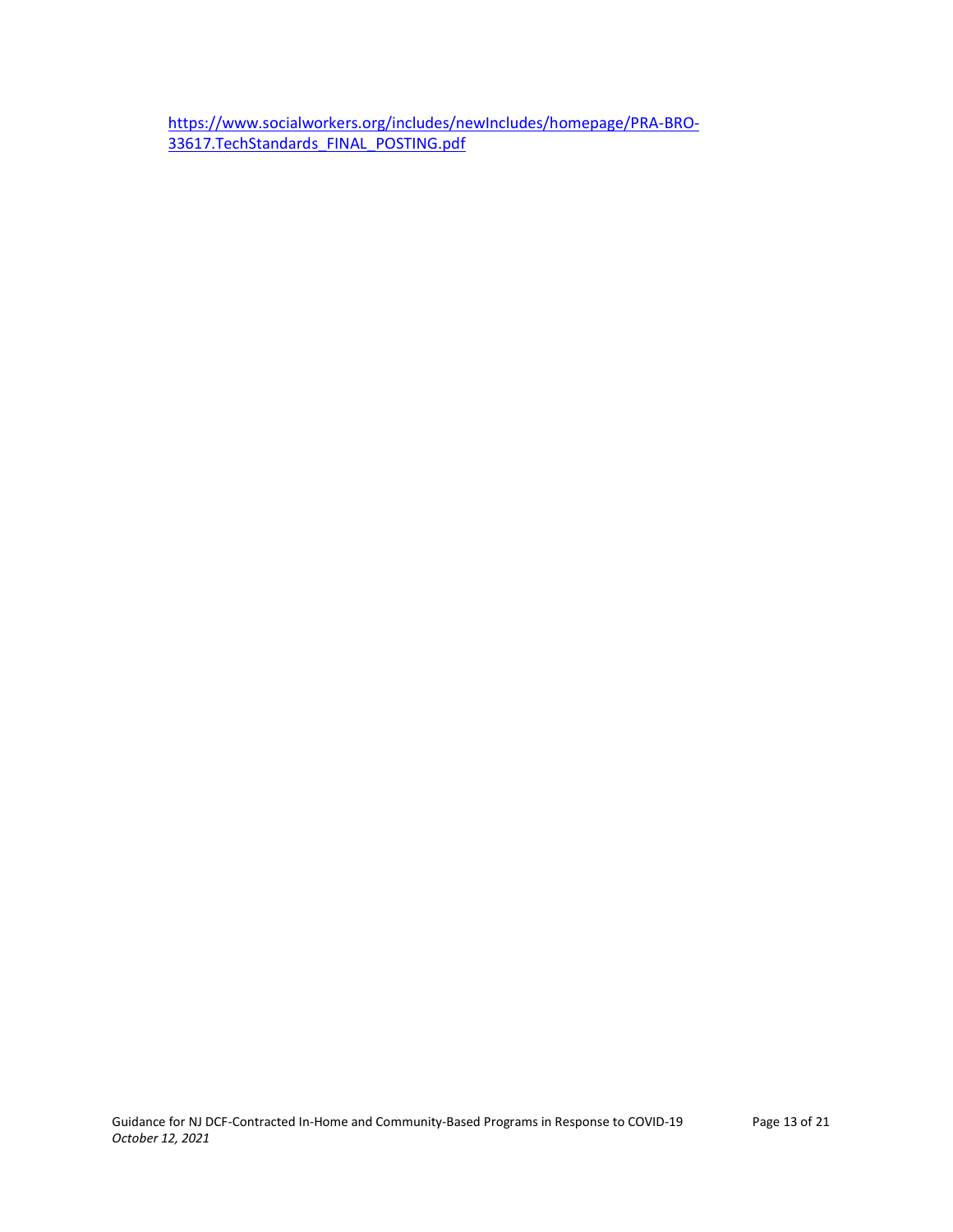https://www.socialworkers.org/includes/newIncludes/homepage/PRA-BRO-33617.TechStandards_FINAL_POSTING.pdf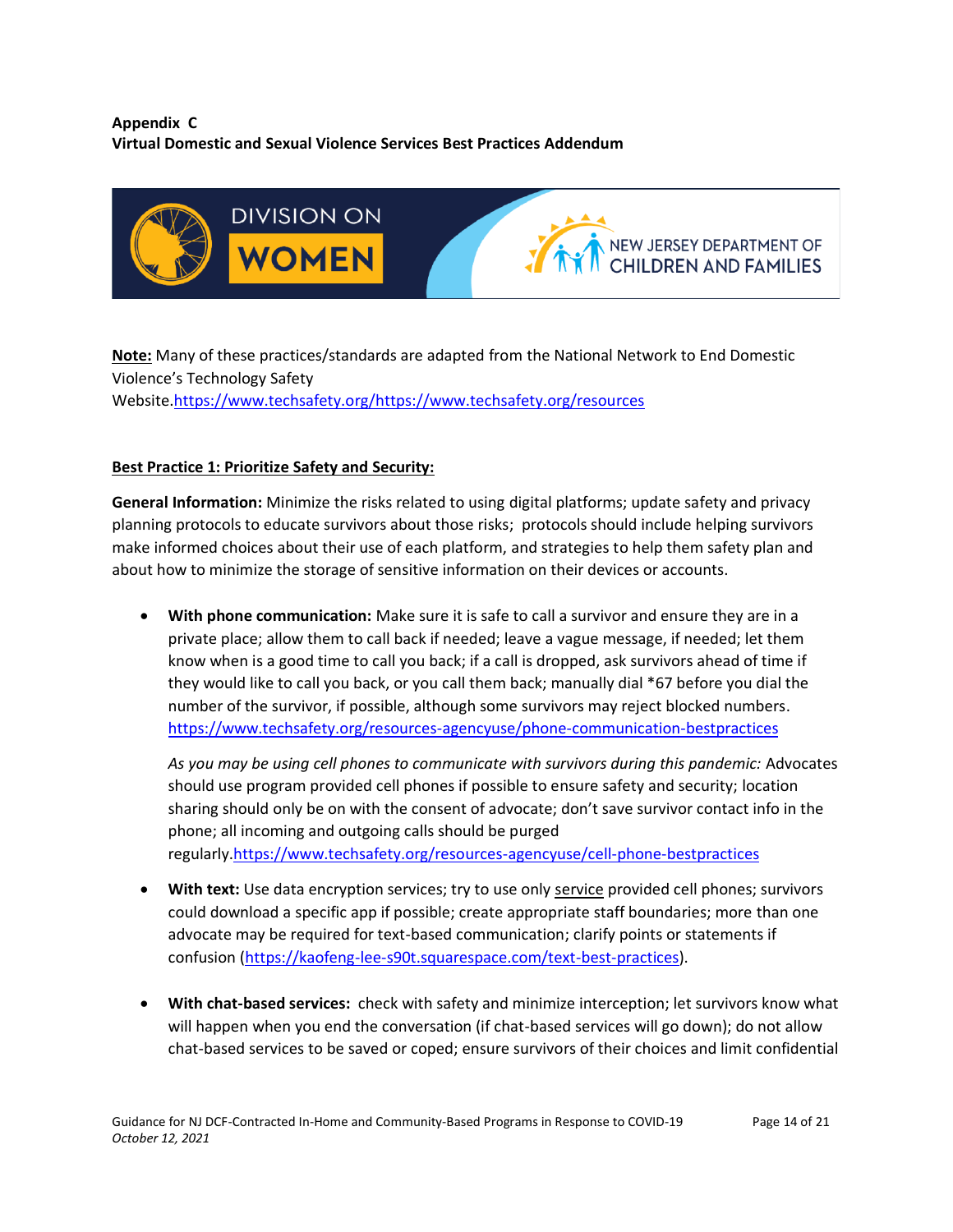**Appendix C**
**Virtual Domestic and Sexual Violence Services Best Practices Addendum**

DIVISION ON WOMEN

NEW JERSEY DEPARTMENT OF CHILDREN AND FAMILIES

**Note:** Many of these practices/standards are adapted from the National Network to End Domestic Violence's Technology Safety Website.https://www.techsafety.org/https://www.techsafety.org/resources

**Best Practice 1: Prioritize Safety and Security:**

**General Information:** Minimize the risks related to using digital platforms; update safety and privacy planning protocols to educate survivors about those risks; protocols should include helping survivors make informed choices about their use of each platform, and strategies to help them safety plan and about how to minimize the storage of sensitive information on their devices or accounts.

- **With phone communication:** Make sure it is safe to call a survivor and ensure they are in a private place; allow them to call back if needed; leave a vague message, if needed; let them know when is a good time to call you back; if a call is dropped, ask survivors ahead of time if they would like to call you back, or you call them back; manually dial *67 before you dial the number of the survivor, if possible, although some survivors may reject blocked numbers. https://www.techsafety.org/resources-agencyuse/phone-communication-bestpractices

  *As you may be using cell phones to communicate with survivors during this pandemic:* Advocates should use program provided cell phones if possible to ensure safety and security; location sharing should only be on with the consent of advocate; don't save survivor contact info in the phone; all incoming and outgoing calls should be purged regularly.https://www.techsafety.org/resources-agencyuse/cell-phone-bestpractices

- **With text:** Use data encryption services; try to use only service provided cell phones; survivors could download a specific app if possible; create appropriate staff boundaries; more than one advocate may be required for text-based communication; clarify points or statements if confusion (https://kaofeng-lee-s90t.squarespace.com/text-best-practices).

- **With chat-based services:** check with safety and minimize interception; let survivors know what will happen when you end the conversation (if chat-based services will go down); do not allow chat-based services to be saved or coped; ensure survivors of their choices and limit confidential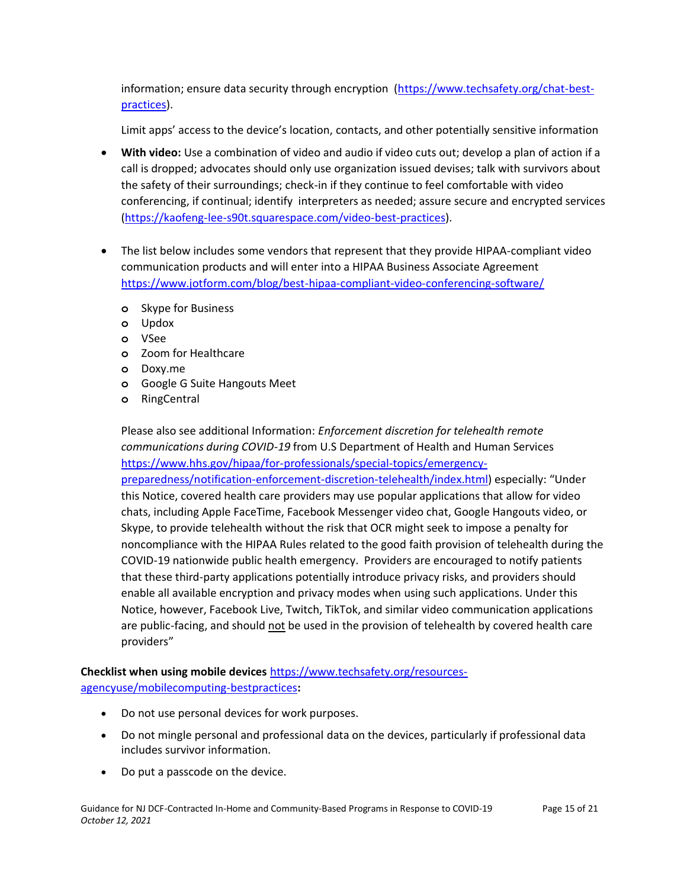information; ensure data security through encryption (https://www.techsafety.org/chat-best-practices).

Limit apps' access to the device's location, contacts, and other potentially sensitive information

- **With video:** Use a combination of video and audio if video cuts out; develop a plan of action if a call is dropped; advocates should only use organization issued devises; talk with survivors about the safety of their surroundings; check-in if they continue to feel comfortable with video conferencing, if continual; identify interpreters as needed; assure secure and encrypted services (https://kaofeng-lee-s90t.squarespace.com/video-best-practices).

- The list below includes some vendors that represent that they provide HIPAA-compliant video communication products and will enter into a HIPAA Business Associate Agreement https://www.jotform.com/blog/best-hipaa-compliant-video-conferencing-software/
  - Skype for Business
  - Updox
  - VSee
  - Zoom for Healthcare
  - Doxy.me
  - Google G Suite Hangouts Meet
  - RingCentral

  Please also see additional Information: *Enforcement discretion for telehealth remote communications during COVID-19* from U.S Department of Health and Human Services https://www.hhs.gov/hipaa/for-professionals/special-topics/emergency-preparedness/notification-enforcement-discretion-telehealth/index.html) especially: "Under this Notice, covered health care providers may use popular applications that allow for video chats, including Apple FaceTime, Facebook Messenger video chat, Google Hangouts video, or Skype, to provide telehealth without the risk that OCR might seek to impose a penalty for noncompliance with the HIPAA Rules related to the good faith provision of telehealth during the COVID-19 nationwide public health emergency. Providers are encouraged to notify patients that these third-party applications potentially introduce privacy risks, and providers should enable all available encryption and privacy modes when using such applications. Under this Notice, however, Facebook Live, Twitch, TikTok, and similar video communication applications are public-facing, and should not be used in the provision of telehealth by covered health care providers"

**Checklist when using mobile devices** https://www.techsafety.org/resources-agencyuse/mobilecomputing-bestpractices**:**

- Do not use personal devices for work purposes.
- Do not mingle personal and professional data on the devices, particularly if professional data includes survivor information.
- Do put a passcode on the device.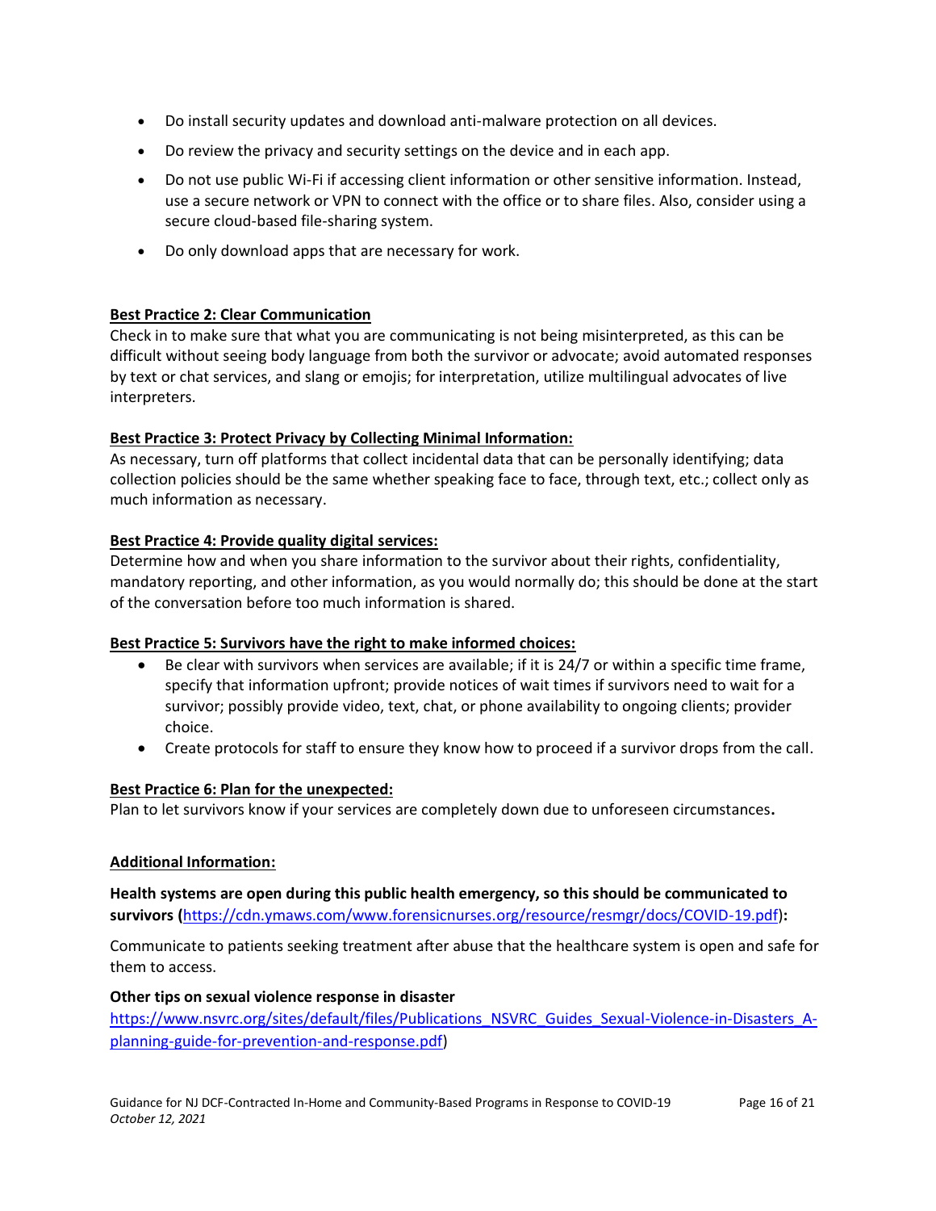- Do install security updates and download anti-malware protection on all devices.
- Do review the privacy and security settings on the device and in each app.
- Do not use public Wi-Fi if accessing client information or other sensitive information. Instead, use a secure network or VPN to connect with the office or to share files. Also, consider using a secure cloud-based file-sharing system.
- Do only download apps that are necessary for work.

**Best Practice 2: Clear Communication**

Check in to make sure that what you are communicating is not being misinterpreted, as this can be difficult without seeing body language from both the survivor or advocate; avoid automated responses by text or chat services, and slang or emojis; for interpretation, utilize multilingual advocates of live interpreters.

**Best Practice 3: Protect Privacy by Collecting Minimal Information:**

As necessary, turn off platforms that collect incidental data that can be personally identifying; data collection policies should be the same whether speaking face to face, through text, etc.; collect only as much information as necessary.

**Best Practice 4: Provide quality digital services:**

Determine how and when you share information to the survivor about their rights, confidentiality, mandatory reporting, and other information, as you would normally do; this should be done at the start of the conversation before too much information is shared.

**Best Practice 5: Survivors have the right to make informed choices:**

- Be clear with survivors when services are available; if it is 24/7 or within a specific time frame, specify that information upfront; provide notices of wait times if survivors need to wait for a survivor; possibly provide video, text, chat, or phone availability to ongoing clients; provider choice.
- Create protocols for staff to ensure they know how to proceed if a survivor drops from the call.

**Best Practice 6: Plan for the unexpected:**

Plan to let survivors know if your services are completely down due to unforeseen circumstances**.**

**Additional Information:**

**Health systems are open during this public health emergency, so this should be communicated to survivors (**https://cdn.ymaws.com/www.forensicnurses.org/resource/resmgr/docs/COVID-19.pdf)**:**

Communicate to patients seeking treatment after abuse that the healthcare system is open and safe for them to access.

**Other tips on sexual violence response in disaster**

https://www.nsvrc.org/sites/default/files/Publications_NSVRC_Guides_Sexual-Violence-in-Disasters_A-planning-guide-for-prevention-and-response.pdf)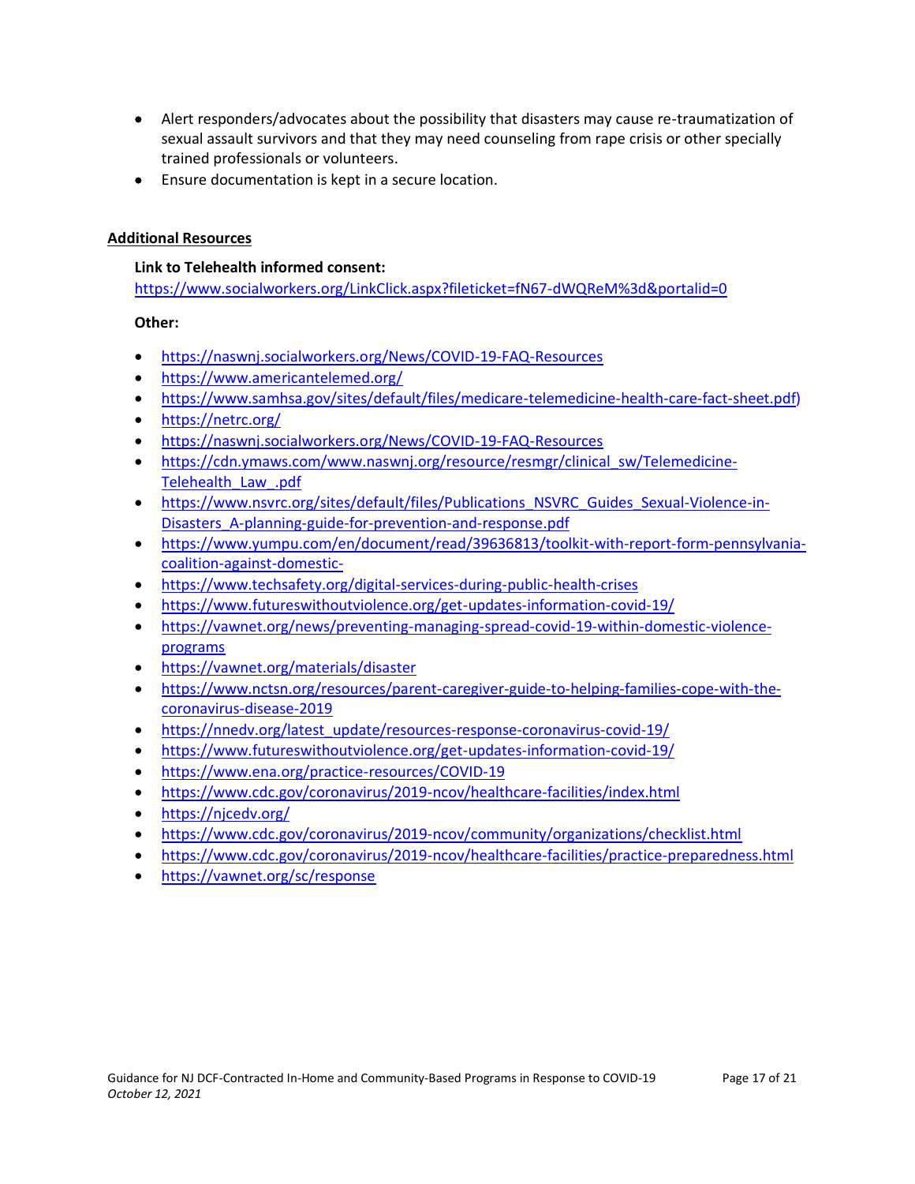- Alert responders/advocates about the possibility that disasters may cause re-traumatization of sexual assault survivors and that they may need counseling from rape crisis or other specially trained professionals or volunteers.
- Ensure documentation is kept in a secure location.

**Additional Resources**

**Link to Telehealth informed consent:**
https://www.socialworkers.org/LinkClick.aspx?fileticket=fN67-dWQReM%3d&portalid=0

**Other:**

- https://naswnj.socialworkers.org/News/COVID-19-FAQ-Resources
- https://www.americantelemed.org/
- https://www.samhsa.gov/sites/default/files/medicare-telemedicine-health-care-fact-sheet.pdf)
- https://netrc.org/
- https://naswnj.socialworkers.org/News/COVID-19-FAQ-Resources
- https://cdn.ymaws.com/www.naswnj.org/resource/resmgr/clinical_sw/Telemedicine-Telehealth_Law_.pdf
- https://www.nsvrc.org/sites/default/files/Publications_NSVRC_Guides_Sexual-Violence-in-Disasters_A-planning-guide-for-prevention-and-response.pdf
- https://www.yumpu.com/en/document/read/39636813/toolkit-with-report-form-pennsylvania-coalition-against-domestic-
- https://www.techsafety.org/digital-services-during-public-health-crises
- https://www.futureswithoutviolence.org/get-updates-information-covid-19/
- https://vawnet.org/news/preventing-managing-spread-covid-19-within-domestic-violence-programs
- https://vawnet.org/materials/disaster
- https://www.nctsn.org/resources/parent-caregiver-guide-to-helping-families-cope-with-the-coronavirus-disease-2019
- https://nnedv.org/latest_update/resources-response-coronavirus-covid-19/
- https://www.futureswithoutviolence.org/get-updates-information-covid-19/
- https://www.ena.org/practice-resources/COVID-19
- https://www.cdc.gov/coronavirus/2019-ncov/healthcare-facilities/index.html
- https://njcedv.org/
- https://www.cdc.gov/coronavirus/2019-ncov/community/organizations/checklist.html
- https://www.cdc.gov/coronavirus/2019-ncov/healthcare-facilities/practice-preparedness.html
- https://vawnet.org/sc/response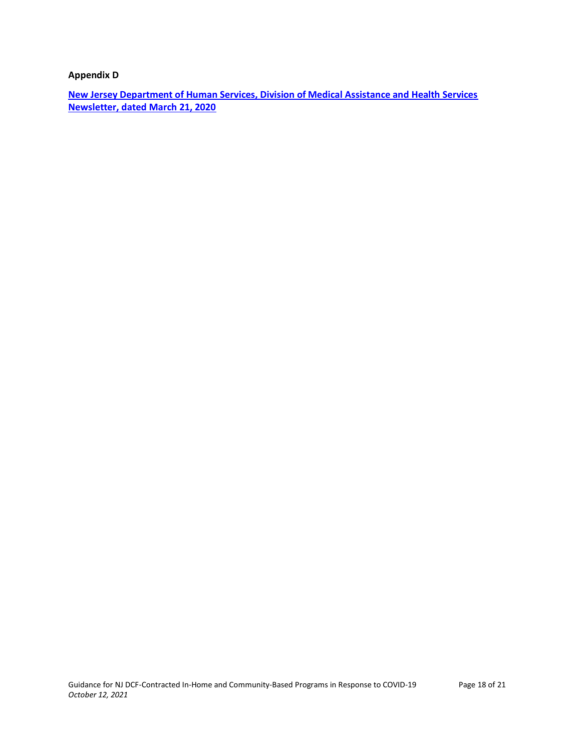**Appendix D**

**New Jersey Department of Human Services, Division of Medical Assistance and Health Services Newsletter, dated March 21, 2020**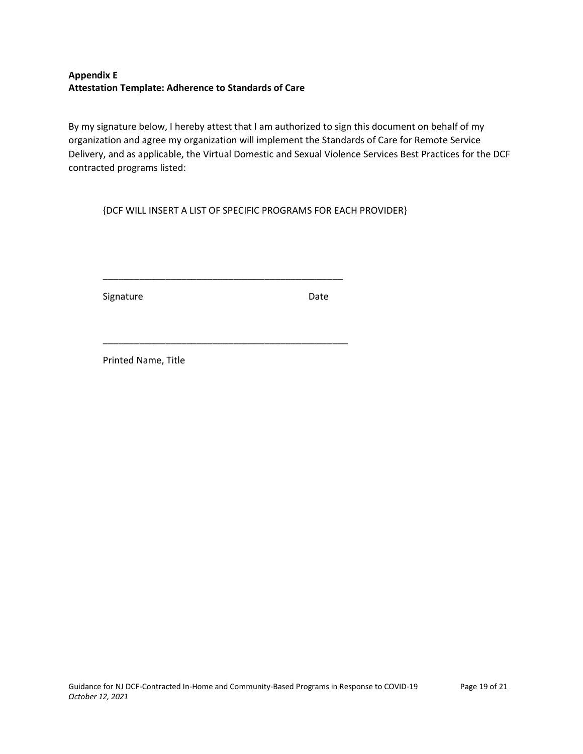**Appendix E**
**Attestation Template: Adherence to Standards of Care**

By my signature below, I hereby attest that I am authorized to sign this document on behalf of my organization and agree my organization will implement the Standards of Care for Remote Service Delivery, and as applicable, the Virtual Domestic and Sexual Violence Services Best Practices for the DCF contracted programs listed:

{DCF WILL INSERT A LIST OF SPECIFIC PROGRAMS FOR EACH PROVIDER}

_______________________________________________

Signature                                                    Date

_______________________________________________

Printed Name, Title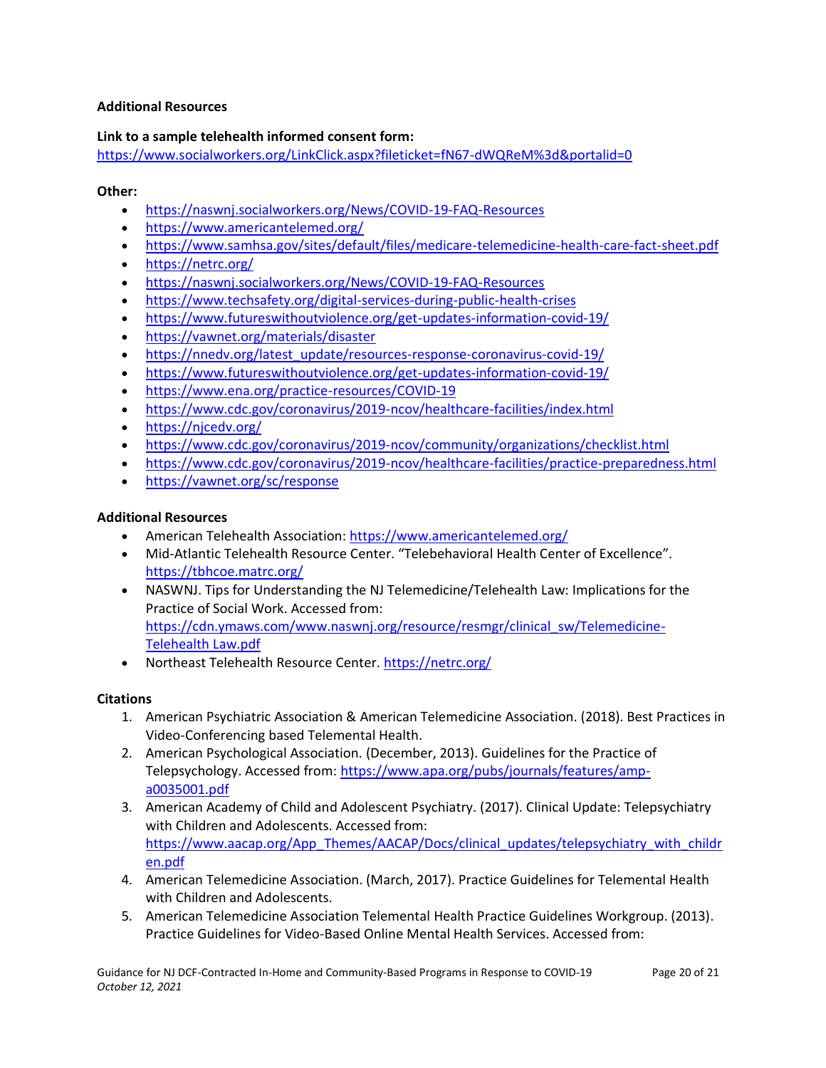**Additional Resources**

**Link to a sample telehealth informed consent form:**
https://www.socialworkers.org/LinkClick.aspx?fileticket=fN67-dWQReM%3d&portalid=0

**Other:**

- https://naswnj.socialworkers.org/News/COVID-19-FAQ-Resources
- https://www.americantelemed.org/
- https://www.samhsa.gov/sites/default/files/medicare-telemedicine-health-care-fact-sheet.pdf
- https://netrc.org/
- https://naswnj.socialworkers.org/News/COVID-19-FAQ-Resources
- https://www.techsafety.org/digital-services-during-public-health-crises
- https://www.futureswithoutviolence.org/get-updates-information-covid-19/
- https://vawnet.org/materials/disaster
- https://nnedv.org/latest_update/resources-response-coronavirus-covid-19/
- https://www.futureswithoutviolence.org/get-updates-information-covid-19/
- https://www.ena.org/practice-resources/COVID-19
- https://www.cdc.gov/coronavirus/2019-ncov/healthcare-facilities/index.html
- https://njcedv.org/
- https://www.cdc.gov/coronavirus/2019-ncov/community/organizations/checklist.html
- https://www.cdc.gov/coronavirus/2019-ncov/healthcare-facilities/practice-preparedness.html
- https://vawnet.org/sc/response

**Additional Resources**

- American Telehealth Association: https://www.americantelemed.org/
- Mid-Atlantic Telehealth Resource Center. "Telebehavioral Health Center of Excellence". https://tbhcoe.matrc.org/
- NASWNJ. Tips for Understanding the NJ Telemedicine/Telehealth Law: Implications for the Practice of Social Work. Accessed from: https://cdn.ymaws.com/www.naswnj.org/resource/resmgr/clinical_sw/Telemedicine-Telehealth Law.pdf
- Northeast Telehealth Resource Center. https://netrc.org/

**Citations**

1. American Psychiatric Association & American Telemedicine Association. (2018). Best Practices in Video-Conferencing based Telemental Health.
2. American Psychological Association. (December, 2013). Guidelines for the Practice of Telepsychology. Accessed from: https://www.apa.org/pubs/journals/features/amp-a0035001.pdf
3. American Academy of Child and Adolescent Psychiatry. (2017). Clinical Update: Telepsychiatry with Children and Adolescents. Accessed from: https://www.aacap.org/App_Themes/AACAP/Docs/clinical_updates/telepsychiatry_with_children.pdf
4. American Telemedicine Association. (March, 2017). Practice Guidelines for Telemental Health with Children and Adolescents.
5. American Telemedicine Association Telemental Health Practice Guidelines Workgroup. (2013). Practice Guidelines for Video-Based Online Mental Health Services. Accessed from: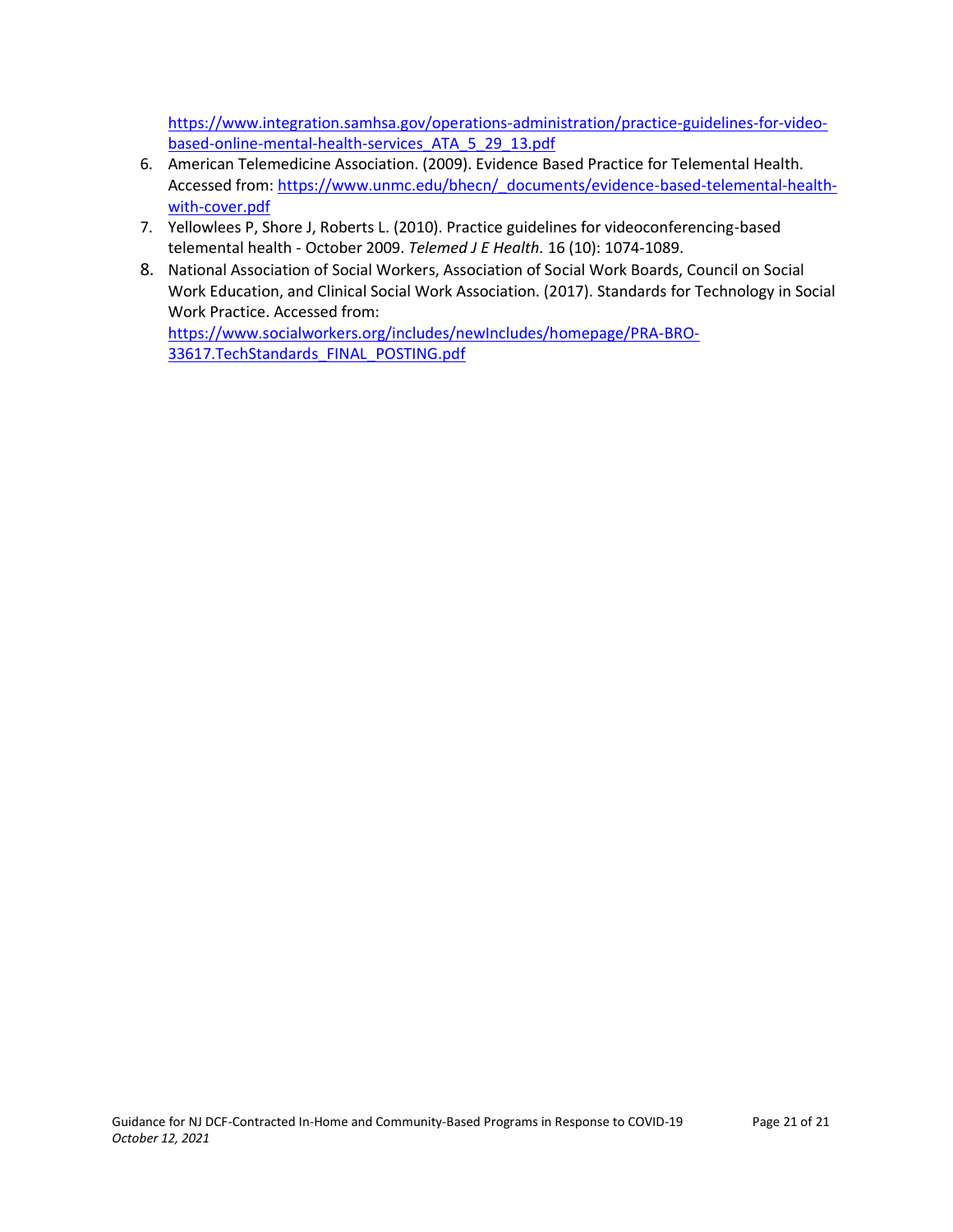https://www.integration.samhsa.gov/operations-administration/practice-guidelines-for-video-based-online-mental-health-services_ATA_5_29_13.pdf

6. American Telemedicine Association. (2009). Evidence Based Practice for Telemental Health. Accessed from: https://www.unmc.edu/bhecn/_documents/evidence-based-telemental-health-with-cover.pdf
7. Yellowlees P, Shore J, Roberts L. (2010). Practice guidelines for videoconferencing-based telemental health - October 2009. *Telemed J E Health.* 16 (10): 1074-1089.
8. National Association of Social Workers, Association of Social Work Boards, Council on Social Work Education, and Clinical Social Work Association. (2017). Standards for Technology in Social Work Practice. Accessed from: https://www.socialworkers.org/includes/newIncludes/homepage/PRA-BRO-33617.TechStandards_FINAL_POSTING.pdf